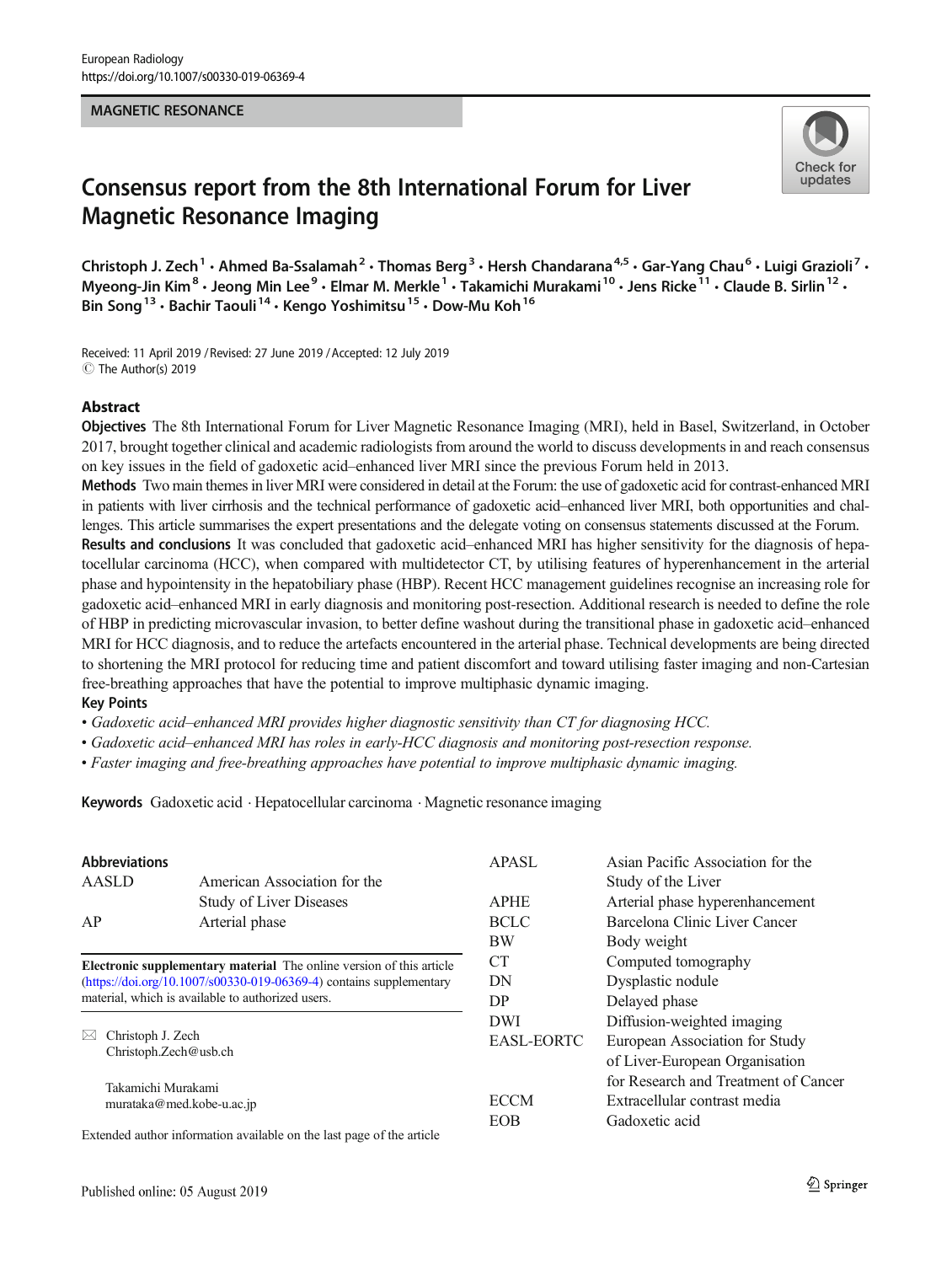MAGNETIC RESONANCE

# Consensus report from the 8th International Forum for Liver Magnetic Resonance Imaging

Christoph J. Zech[1] · Ahmed Ba-Ssalamah[2] · Thomas Berg[3] · Hersh Chandarana[4,5] · Gar-Yang Chau[6] · Luigi Grazioli[7] · Myeong-Jin Kim[8] · Jeong Min Lee[9] · Elmar M. Merkle[1] · Takamichi Murakami[10] · Jens Ricke[11] · Claude B. Sirlin[12] · Bin Song[13] · Bachir Taouli[14] · Kengo Yoshimitsu[15] · Dow-Mu Koh[16]

Received: 11 April 2019 / Revised: 27 June 2019 / Accepted: 12 July 2019
© The Author(s) 2019

## Abstract

**Objectives** The 8th International Forum for Liver Magnetic Resonance Imaging (MRI), held in Basel, Switzerland, in October 2017, brought together clinical and academic radiologists from around the world to discuss developments in and reach consensus on key issues in the field of gadoxetic acid–enhanced liver MRI since the previous Forum held in 2013.

**Methods** Two main themes in liver MRI were considered in detail at the Forum: the use of gadoxetic acid for contrast-enhanced MRI in patients with liver cirrhosis and the technical performance of gadoxetic acid–enhanced liver MRI, both opportunities and challenges. This article summarises the expert presentations and the delegate voting on consensus statements discussed at the Forum.

**Results and conclusions** It was concluded that gadoxetic acid–enhanced MRI has higher sensitivity for the diagnosis of hepatocellular carcinoma (HCC), when compared with multidetector CT, by utilising features of hyperenhancement in the arterial phase and hypointensity in the hepatobiliary phase (HBP). Recent HCC management guidelines recognise an increasing role for gadoxetic acid–enhanced MRI in early diagnosis and monitoring post-resection. Additional research is needed to define the role of HBP in predicting microvascular invasion, to better define washout during the transitional phase in gadoxetic acid–enhanced MRI for HCC diagnosis, and to reduce the artefacts encountered in the arterial phase. Technical developments are being directed to shortening the MRI protocol for reducing time and patient discomfort and toward utilising faster imaging and non-Cartesian free-breathing approaches that have the potential to improve multiphasic dynamic imaging.

**Key Points**

- *Gadoxetic acid–enhanced MRI provides higher diagnostic sensitivity than CT for diagnosing HCC.*
- *Gadoxetic acid–enhanced MRI has roles in early-HCC diagnosis and monitoring post-resection response.*
- *Faster imaging and free-breathing approaches have potential to improve multiphasic dynamic imaging.*

**Keywords** Gadoxetic acid · Hepatocellular carcinoma · Magnetic resonance imaging

**Abbreviations**

| | |
|---|---|
| AASLD | American Association for the Study of Liver Diseases |
| AP | Arterial phase |
| APASL | Asian Pacific Association for the Study of the Liver |
| APHE | Arterial phase hyperenhancement |
| BCLC | Barcelona Clinic Liver Cancer |
| BW | Body weight |
| CT | Computed tomography |
| DN | Dysplastic nodule |
| DP | Delayed phase |
| DWI | Diffusion-weighted imaging |
| EASL-EORTC | European Association for Study of Liver-European Organisation for Research and Treatment of Cancer |
| ECCM | Extracellular contrast media |
| EOB | Gadoxetic acid |

**Electronic supplementary material** The online version of this article (https://doi.org/10.1007/s00330-019-06369-4) contains supplementary material, which is available to authorized users.

✉ Christoph J. Zech
Christoph.Zech@usb.ch

Takamichi Murakami
murataka@med.kobe-u.ac.jp

Extended author information available on the last page of the article

Published online: 05 August 2019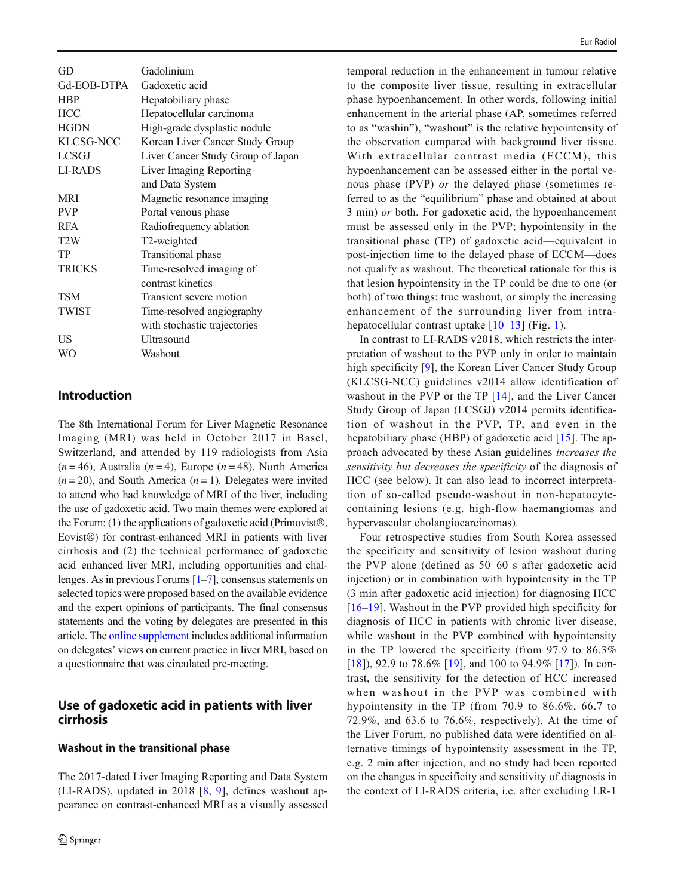| | |
|---|---|
| GD | Gadolinium |
| Gd-EOB-DTPA | Gadoxetic acid |
| HBP | Hepatobiliary phase |
| HCC | Hepatocellular carcinoma |
| HGDN | High-grade dysplastic nodule |
| KLCSG-NCC | Korean Liver Cancer Study Group |
| LCSGJ | Liver Cancer Study Group of Japan |
| LI-RADS | Liver Imaging Reporting and Data System |
| MRI | Magnetic resonance imaging |
| PVP | Portal venous phase |
| RFA | Radiofrequency ablation |
| T2W | T2-weighted |
| TP | Transitional phase |
| TRICKS | Time-resolved imaging of contrast kinetics |
| TSM | Transient severe motion |
| TWIST | Time-resolved angiography with stochastic trajectories |
| US | Ultrasound |
| WO | Washout |

## Introduction

The 8th International Forum for Liver Magnetic Resonance Imaging (MRI) was held in October 2017 in Basel, Switzerland, and attended by 119 radiologists from Asia ($n = 46$), Australia ($n = 4$), Europe ($n = 48$), North America ($n = 20$), and South America ($n = 1$). Delegates were invited to attend who had knowledge of MRI of the liver, including the use of gadoxetic acid. Two main themes were explored at the Forum: (1) the applications of gadoxetic acid (Primovist®, Eovist®) for contrast-enhanced MRI in patients with liver cirrhosis and (2) the technical performance of gadoxetic acid–enhanced liver MRI, including opportunities and challenges. As in previous Forums [1–7], consensus statements on selected topics were proposed based on the available evidence and the expert opinions of participants. The final consensus statements and the voting by delegates are presented in this article. The online supplement includes additional information on delegates' views on current practice in liver MRI, based on a questionnaire that was circulated pre-meeting.

## Use of gadoxetic acid in patients with liver cirrhosis

### Washout in the transitional phase

The 2017-dated Liver Imaging Reporting and Data System (LI-RADS), updated in 2018 [8, 9], defines washout appearance on contrast-enhanced MRI as a visually assessed temporal reduction in the enhancement in tumour relative to the composite liver tissue, resulting in extracellular phase hypoenhancement. In other words, following initial enhancement in the arterial phase (AP, sometimes referred to as "washin"), "washout" is the relative hypointensity of the observation compared with background liver tissue. With extracellular contrast media (ECCM), this hypoenhancement can be assessed either in the portal venous phase (PVP) *or* the delayed phase (sometimes referred to as the "equilibrium" phase and obtained at about 3 min) *or* both. For gadoxetic acid, the hypoenhancement must be assessed only in the PVP; hypointensity in the transitional phase (TP) of gadoxetic acid—equivalent in post-injection time to the delayed phase of ECCM—does not qualify as washout. The theoretical rationale for this is that lesion hypointensity in the TP could be due to one (or both) of two things: true washout, or simply the increasing enhancement of the surrounding liver from intra-hepatocellular contrast uptake [10–13] (Fig. 1).

In contrast to LI-RADS v2018, which restricts the interpretation of washout to the PVP only in order to maintain high specificity [9], the Korean Liver Cancer Study Group (KLCSG-NCC) guidelines v2014 allow identification of washout in the PVP or the TP [14], and the Liver Cancer Study Group of Japan (LCSGJ) v2014 permits identification of washout in the PVP, TP, and even in the hepatobiliary phase (HBP) of gadoxetic acid [15]. The approach advocated by these Asian guidelines *increases the sensitivity but decreases the specificity* of the diagnosis of HCC (see below). It can also lead to incorrect interpretation of so-called pseudo-washout in non-hepatocyte-containing lesions (e.g. high-flow haemangiomas and hypervascular cholangiocarcinomas).

Four retrospective studies from South Korea assessed the specificity and sensitivity of lesion washout during the PVP alone (defined as 50–60 s after gadoxetic acid injection) or in combination with hypointensity in the TP (3 min after gadoxetic acid injection) for diagnosing HCC [16–19]. Washout in the PVP provided high specificity for diagnosis of HCC in patients with chronic liver disease, while washout in the PVP combined with hypointensity in the TP lowered the specificity (from 97.9 to 86.3% [18]), 92.9 to 78.6% [19], and 100 to 94.9% [17]). In contrast, the sensitivity for the detection of HCC increased when washout in the PVP was combined with hypointensity in the TP (from 70.9 to 86.6%, 66.7 to 72.9%, and 63.6 to 76.6%, respectively). At the time of the Liver Forum, no published data were identified on alternative timings of hypointensity assessment in the TP, e.g. 2 min after injection, and no study had been reported on the changes in specificity and sensitivity of diagnosis in the context of LI-RADS criteria, i.e. after excluding LR-1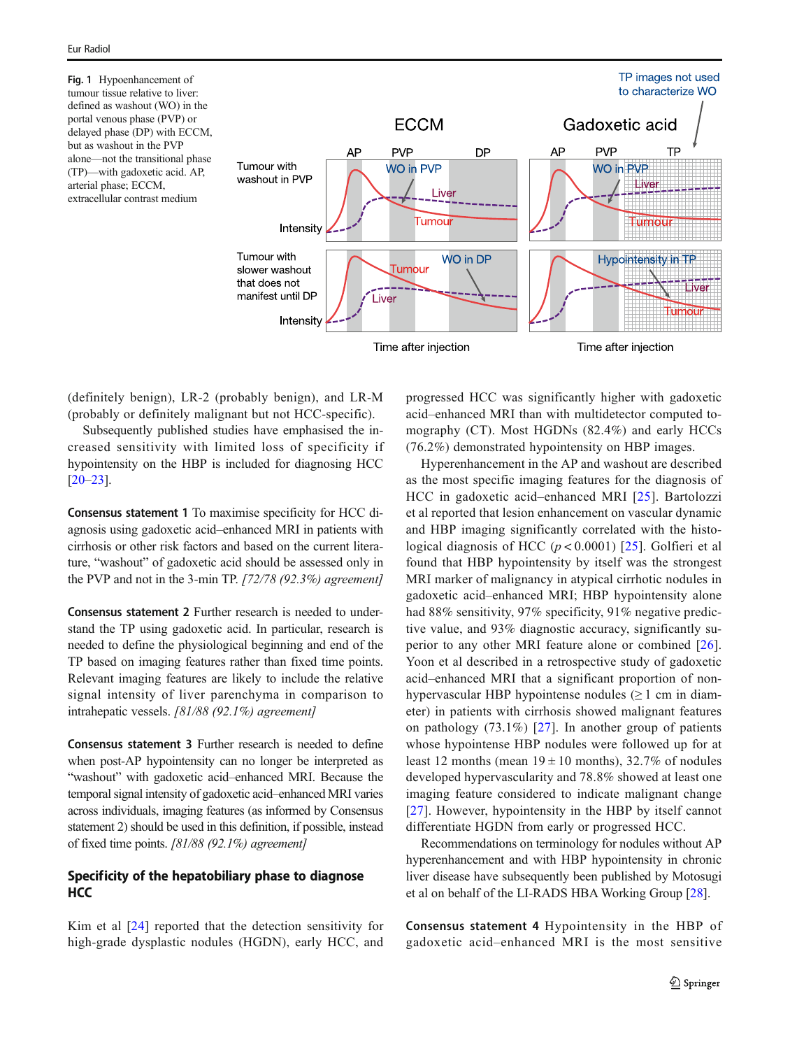Fig. 1 Hypoenhancement of tumour tissue relative to liver: defined as washout (WO) in the portal venous phase (PVP) or delayed phase (DP) with ECCM, but as washout in the PVP alone—not the transitional phase (TP)—with gadoxetic acid. AP, arterial phase; ECCM, extracellular contrast medium

(definitely benign), LR-2 (probably benign), and LR-M (probably or definitely malignant but not HCC-specific).

Subsequently published studies have emphasised the increased sensitivity with limited loss of specificity if hypointensity on the HBP is included for diagnosing HCC [20–23].

**Consensus statement 1** To maximise specificity for HCC diagnosis using gadoxetic acid–enhanced MRI in patients with cirrhosis or other risk factors and based on the current literature, "washout" of gadoxetic acid should be assessed only in the PVP and not in the 3-min TP. *[72/78 (92.3%) agreement]*

**Consensus statement 2** Further research is needed to understand the TP using gadoxetic acid. In particular, research is needed to define the physiological beginning and end of the TP based on imaging features rather than fixed time points. Relevant imaging features are likely to include the relative signal intensity of liver parenchyma in comparison to intrahepatic vessels. *[81/88 (92.1%) agreement]*

**Consensus statement 3** Further research is needed to define when post-AP hypointensity can no longer be interpreted as "washout" with gadoxetic acid–enhanced MRI. Because the temporal signal intensity of gadoxetic acid–enhanced MRI varies across individuals, imaging features (as informed by Consensus statement 2) should be used in this definition, if possible, instead of fixed time points. *[81/88 (92.1%) agreement]*

## Specificity of the hepatobiliary phase to diagnose HCC

Kim et al [24] reported that the detection sensitivity for high-grade dysplastic nodules (HGDN), early HCC, and progressed HCC was significantly higher with gadoxetic acid–enhanced MRI than with multidetector computed tomography (CT). Most HGDNs (82.4%) and early HCCs (76.2%) demonstrated hypointensity on HBP images.

Hyperenhancement in the AP and washout are described as the most specific imaging features for the diagnosis of HCC in gadoxetic acid–enhanced MRI [25]. Bartolozzi et al reported that lesion enhancement on vascular dynamic and HBP imaging significantly correlated with the histological diagnosis of HCC ($p < 0.0001$) [25]. Golfieri et al found that HBP hypointensity by itself was the strongest MRI marker of malignancy in atypical cirrhotic nodules in gadoxetic acid–enhanced MRI; HBP hypointensity alone had 88% specificity, 91% negative predictive value, and 93% diagnostic accuracy, significantly superior to any other MRI feature alone or combined [26]. Yoon et al described in a retrospective study of gadoxetic acid–enhanced MRI that a significant proportion of non-hypervascular HBP hypointense nodules (≥ 1 cm in diameter) in patients with cirrhosis showed malignant features on pathology (73.1%) [27]. In another group of patients whose hypointense HBP nodules were followed up for at least 12 months (mean 19 ± 10 months), 32.7% of nodules developed hypervascularity and 78.8% showed at least one imaging feature considered to indicate malignant change [27]. However, hypointensity in the HBP by itself cannot differentiate HGDN from early or progressed HCC.

Recommendations on terminology for nodules without AP hyperenhancement and with HBP hypointensity in chronic liver disease have subsequently been published by Motosugi et al on behalf of the LI-RADS HBA Working Group [28].

**Consensus statement 4** Hypointensity in the HBP of gadoxetic acid–enhanced MRI is the most sensitive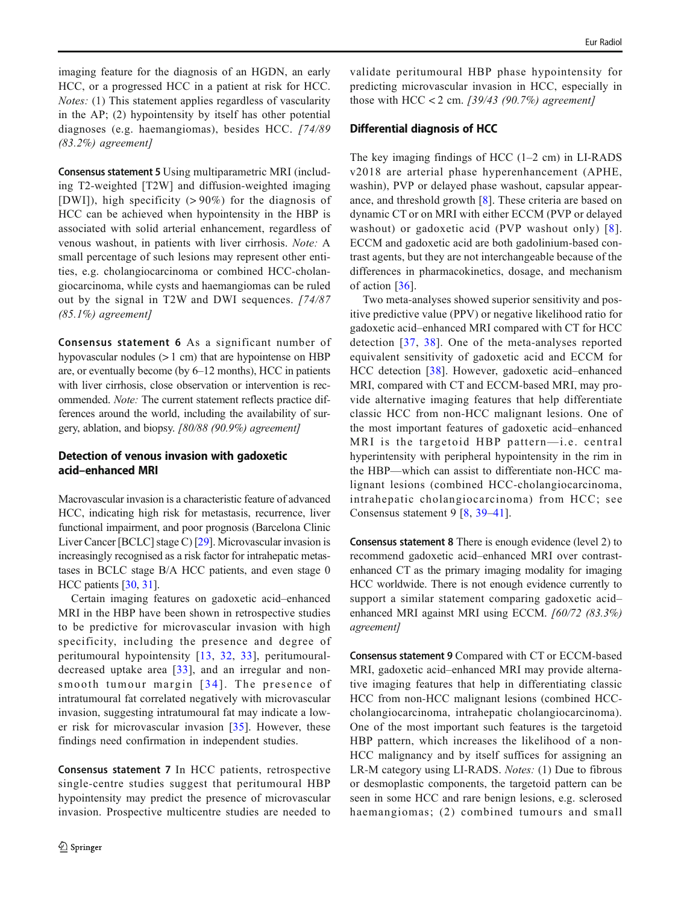imaging feature for the diagnosis of an HGDN, an early HCC, or a progressed HCC in a patient at risk for HCC. *Notes:* (1) This statement applies regardless of vascularity in the AP; (2) hypointensity by itself has other potential diagnoses (e.g. haemangiomas), besides HCC. *[74/89 (83.2%) agreement]*

**Consensus statement 5** Using multiparametric MRI (including T2-weighted [T2W] and diffusion-weighted imaging [DWI]), high specificity (> 90%) for the diagnosis of HCC can be achieved when hypointensity in the HBP is associated with solid arterial enhancement, regardless of venous washout, in patients with liver cirrhosis. *Note:* A small percentage of such lesions may represent other entities, e.g. cholangiocarcinoma or combined HCC-cholangiocarcinoma, while cysts and haemangiomas can be ruled out by the signal in T2W and DWI sequences. *[74/87 (85.1%) agreement]*

**Consensus statement 6** As a significant number of hypovascular nodules (> 1 cm) that are hypointense on HBP are, or eventually become (by 6–12 months), HCC in patients with liver cirrhosis, close observation or intervention is recommended. *Note:* The current statement reflects practice differences around the world, including the availability of surgery, ablation, and biopsy. *[80/88 (90.9%) agreement]*

## Detection of venous invasion with gadoxetic acid–enhanced MRI

Macrovascular invasion is a characteristic feature of advanced HCC, indicating high risk for metastasis, recurrence, liver functional impairment, and poor prognosis (Barcelona Clinic Liver Cancer [BCLC] stage C) [29]. Microvascular invasion is increasingly recognised as a risk factor for intrahepatic metastases in BCLC stage B/A HCC patients, and even stage 0 HCC patients [30, 31].

Certain imaging features on gadoxetic acid–enhanced MRI in the HBP have been shown in retrospective studies to be predictive for microvascular invasion with high specificity, including the presence and degree of peritumoural hypointensity [13, 32, 33], peritumoural-decreased uptake area [33], and an irregular and non-smooth tumour margin [34]. The presence of intratumoural fat correlated negatively with microvascular invasion, suggesting intratumoural fat may indicate a lower risk for microvascular invasion [35]. However, these findings need confirmation in independent studies.

**Consensus statement 7** In HCC patients, retrospective single-centre studies suggest that peritumoural HBP hypointensity may predict the presence of microvascular invasion. Prospective multicentre studies are needed to validate peritumoural HBP phase hypointensity for predicting microvascular invasion in HCC, especially in those with HCC < 2 cm. *[39/43 (90.7%) agreement]*

## Differential diagnosis of HCC

The key imaging findings of HCC (1–2 cm) in LI-RADS v2018 are arterial phase hyperenhancement (APHE, washin), PVP or delayed phase washout, capsular appearance, and threshold growth [8]. These criteria are based on dynamic CT or on MRI with either ECCM (PVP or delayed washout) or gadoxetic acid (PVP washout only) [8]. ECCM and gadoxetic acid are both gadolinium-based contrast agents, but they are not interchangeable because of the differences in pharmacokinetics, dosage, and mechanism of action [36].

Two meta-analyses showed superior sensitivity and positive predictive value (PPV) or negative likelihood ratio for gadoxetic acid–enhanced MRI compared with CT for HCC detection [37, 38]. One of the meta-analyses reported equivalent sensitivity of gadoxetic acid and ECCM for HCC detection [38]. However, gadoxetic acid–enhanced MRI, compared with CT and ECCM-based MRI, may provide alternative imaging features that help differentiate classic HCC from non-HCC malignant lesions. One of the most important features of gadoxetic acid–enhanced MRI is the targetoid HBP pattern—i.e. central hyperintensity with peripheral hypointensity in the rim in the HBP—which can assist to differentiate non-HCC malignant lesions (combined HCC-cholangiocarcinoma, intrahepatic cholangiocarcinoma) from HCC; see Consensus statement 9 [8, 39–41].

**Consensus statement 8** There is enough evidence (level 2) to recommend gadoxetic acid–enhanced MRI over contrast-enhanced CT as the primary imaging modality for imaging HCC worldwide. There is not enough evidence currently to support a similar statement comparing gadoxetic acid–enhanced MRI against MRI using ECCM. *[60/72 (83.3%) agreement]*

**Consensus statement 9** Compared with CT or ECCM-based MRI, gadoxetic acid–enhanced MRI may provide alternative imaging features that help in differentiating classic HCC from non-HCC malignant lesions (combined HCC-cholangiocarcinoma, intrahepatic cholangiocarcinoma). One of the most important such features is the targetoid HBP pattern, which increases the likelihood of a non-HCC malignancy and by itself suffices for assigning an LR-M category using LI-RADS. *Notes:* (1) Due to fibrous or desmoplastic components, the targetoid pattern can be seen in some HCC and rare benign lesions, e.g. sclerosed haemangiomas; (2) combined tumours and small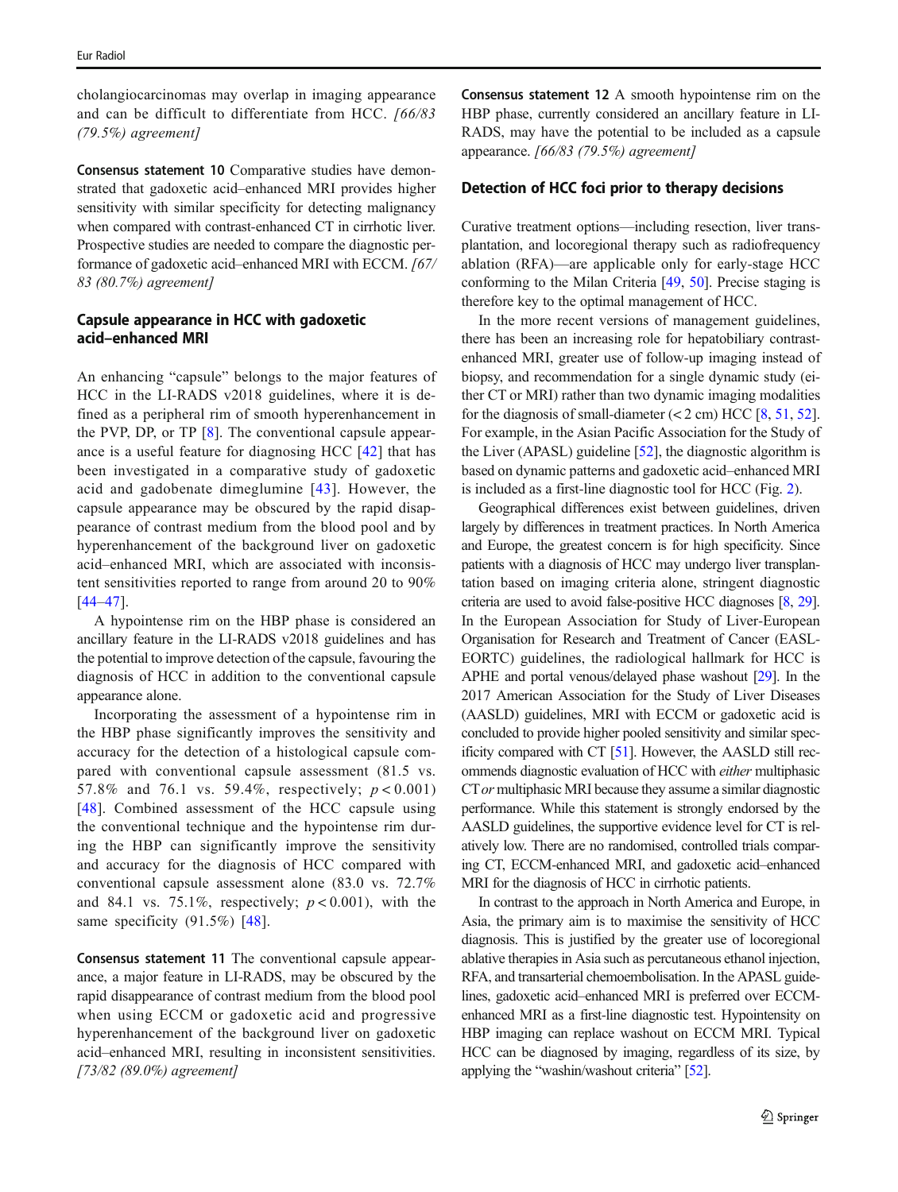cholangiocarcinomas may overlap in imaging appearance and can be difficult to differentiate from HCC. *[66/83 (79.5%) agreement]*

**Consensus statement 10** Comparative studies have demonstrated that gadoxetic acid–enhanced MRI provides higher sensitivity with similar specificity for detecting malignancy when compared with contrast-enhanced CT in cirrhotic liver. Prospective studies are needed to compare the diagnostic performance of gadoxetic acid–enhanced MRI with ECCM. *[67/83 (80.7%) agreement]*

## Capsule appearance in HCC with gadoxetic acid–enhanced MRI

An enhancing "capsule" belongs to the major features of HCC in the LI-RADS v2018 guidelines, where it is defined as a peripheral rim of smooth hyperenhancement in the PVP, DP, or TP [8]. The conventional capsule appearance is a useful feature for diagnosing HCC [42] that has been investigated in a comparative study of gadoxetic acid and gadobenate dimeglumine [43]. However, the capsule appearance may be obscured by the rapid disappearance of contrast medium from the blood pool and by hyperenhancement of the background liver on gadoxetic acid–enhanced MRI, which are associated with inconsistent sensitivities reported to range from around 20 to 90% [44–47].

A hypointense rim on the HBP phase is considered an ancillary feature in the LI-RADS v2018 guidelines and has the potential to improve detection of the capsule, favouring the diagnosis of HCC in addition to the conventional capsule appearance alone.

Incorporating the assessment of a hypointense rim in the HBP phase significantly improves the sensitivity and accuracy for the detection of a histological capsule compared with conventional capsule assessment (81.5 vs. 57.8% and 76.1 vs. 59.4%, respectively; $p < 0.001$) [48]. Combined assessment of the HCC capsule using the conventional technique and the hypointense rim during the HBP can significantly improve the sensitivity and accuracy for the diagnosis of HCC compared with conventional capsule assessment alone (83.0 vs. 72.7% and 84.1 vs. 75.1%, respectively; $p < 0.001$), with the same specificity (91.5%) [48].

**Consensus statement 11** The conventional capsule appearance, a major feature in LI-RADS, may be obscured by the rapid disappearance of contrast medium from the blood pool when using ECCM or gadoxetic acid and progressive hyperenhancement of the background liver on gadoxetic acid–enhanced MRI, resulting in inconsistent sensitivities. *[73/82 (89.0%) agreement]*

**Consensus statement 12** A smooth hypointense rim on the HBP phase, currently considered an ancillary feature in LI-RADS, may have the potential to be included as a capsule appearance. *[66/83 (79.5%) agreement]*

## Detection of HCC foci prior to therapy decisions

Curative treatment options—including resection, liver transplantation, and locoregional therapy such as radiofrequency ablation (RFA)—are applicable only for early-stage HCC conforming to the Milan Criteria [49, 50]. Precise staging is therefore key to the optimal management of HCC.

In the more recent versions of management guidelines, there has been an increasing role for hepatobiliary contrast-enhanced MRI, greater use of follow-up imaging instead of biopsy, and recommendation for a single dynamic study (either CT or MRI) rather than two dynamic imaging modalities for the diagnosis of small-diameter (< 2 cm) HCC [8, 51, 52]. For example, in the Asian Pacific Association for the Study of the Liver (APASL) guideline [52], the diagnostic algorithm is based on dynamic patterns and gadoxetic acid–enhanced MRI is included as a first-line diagnostic tool for HCC (Fig. 2).

Geographical differences exist between guidelines, driven largely by differences in treatment practices. In North America and Europe, the greatest concern is for high specificity. Since patients with a diagnosis of HCC may undergo liver transplantation based on imaging criteria alone, stringent diagnostic criteria are used to avoid false-positive HCC diagnoses [8, 29]. In the European Association for Study of Liver-European Organisation for Research and Treatment of Cancer (EASL-EORTC) guidelines, the radiological hallmark for HCC is APHE and portal venous/delayed phase washout [29]. In the 2017 American Association for the Study of Liver Diseases (AASLD) guidelines, MRI with ECCM or gadoxetic acid is concluded to provide higher pooled sensitivity and similar specificity compared with CT [51]. However, the AASLD still recommends diagnostic evaluation of HCC with *either* multiphasic CT *or* multiphasic MRI because they assume a similar diagnostic performance. While this statement is strongly endorsed by the AASLD guidelines, the supportive evidence level for CT is relatively low. There are no randomised, controlled trials comparing CT, ECCM-enhanced MRI, and gadoxetic acid–enhanced MRI for the diagnosis of HCC in cirrhotic patients.

In contrast to the approach in North America and Europe, in Asia, the primary aim is to maximise the sensitivity of HCC diagnosis. This is justified by the greater use of locoregional ablative therapies in Asia such as percutaneous ethanol injection, RFA, and transarterial chemoembolisation. In the APASL guidelines, gadoxetic acid–enhanced MRI is preferred over ECCM-enhanced MRI as a first-line diagnostic test. Hypointensity on HBP imaging can replace washout on ECCM MRI. Typical HCC can be diagnosed by imaging, regardless of its size, by applying the "washin/washout criteria" [52].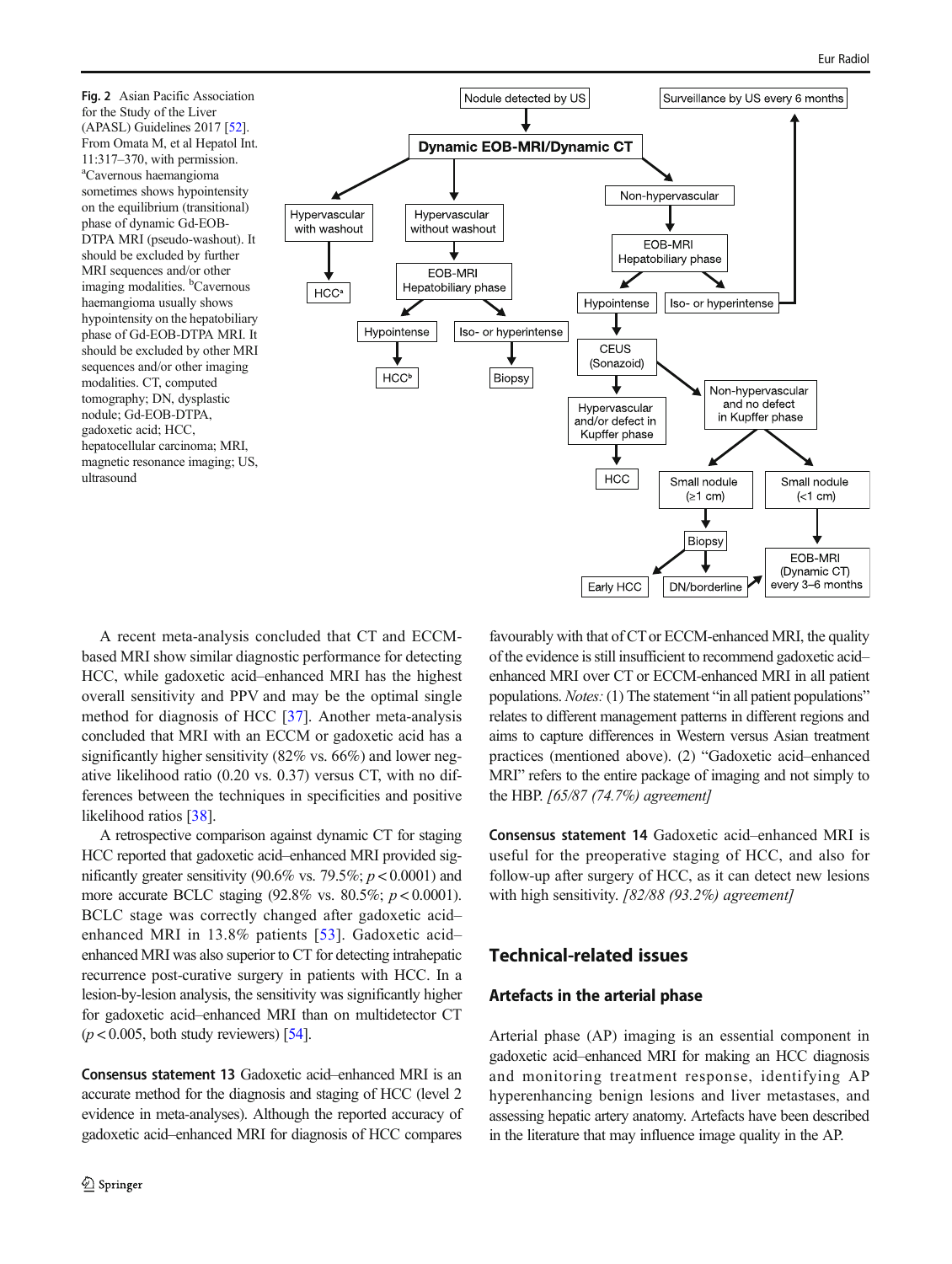**Fig. 2** Asian Pacific Association for the Study of the Liver (APASL) Guidelines 2017 [52]. From Omata M, et al Hepatol Int. 11:317–370, with permission. [a]Cavernous haemangioma sometimes shows hypointensity on the equilibrium (transitional) phase of dynamic Gd-EOB-DTPA MRI (pseudo-washout). It should be excluded by further MRI sequences and/or other imaging modalities. [b]Cavernous haemangioma usually shows hypointensity on the hepatobiliary phase of Gd-EOB-DTPA MRI. It should be excluded by other MRI sequences and/or other imaging modalities. CT, computed tomography; DN, dysplastic nodule; Gd-EOB-DTPA, gadoxetic acid; HCC, hepatocellular carcinoma; MRI, magnetic resonance imaging; US, ultrasound

A recent meta-analysis concluded that CT and ECCM-based MRI show similar diagnostic performance for detecting HCC, while gadoxetic acid–enhanced MRI has the highest overall sensitivity and PPV and may be the optimal single method for diagnosis of HCC [37]. Another meta-analysis concluded that MRI with an ECCM or gadoxetic acid has a significantly higher sensitivity (82% vs. 66%) and lower negative likelihood ratio (0.20 vs. 0.37) versus CT, with no differences between the techniques in specificities and positive likelihood ratios [38].

A retrospective comparison against dynamic CT for staging HCC reported that gadoxetic acid–enhanced MRI provided significantly greater sensitivity (90.6% vs. 79.5%; $p < 0.0001$) and more accurate BCLC staging (92.8% vs. 80.5%; $p < 0.0001$). BCLC stage was correctly changed after gadoxetic acid–enhanced MRI in 13.8% patients [53]. Gadoxetic acid–enhanced MRI was also superior to CT for detecting intrahepatic recurrence post-curative surgery in patients with HCC. In a lesion-by-lesion analysis, the sensitivity was significantly higher for gadoxetic acid–enhanced MRI than on multidetector CT ($p < 0.005$, both study reviewers) [54].

**Consensus statement 13** Gadoxetic acid–enhanced MRI is an accurate method for the diagnosis and staging of HCC (level 2 evidence in meta-analyses). Although the reported accuracy of gadoxetic acid–enhanced MRI for diagnosis of HCC compares favourably with that of CT or ECCM-enhanced MRI, the quality of the evidence is still insufficient to recommend gadoxetic acid–enhanced MRI over CT or ECCM-enhanced MRI in all patient populations. *Notes:* (1) The statement "in all patient populations" relates to different management patterns in different regions and aims to capture differences in Western versus Asian treatment practices (mentioned above). (2) "Gadoxetic acid–enhanced MRI" refers to the entire package of imaging and not simply to the HBP. *[65/87 (74.7%) agreement]*

**Consensus statement 14** Gadoxetic acid–enhanced MRI is useful for the preoperative staging of HCC, and also for follow-up after surgery of HCC, as it can detect new lesions with high sensitivity. *[82/88 (93.2%) agreement]*

## Technical-related issues

### Artefacts in the arterial phase

Arterial phase (AP) imaging is an essential component in gadoxetic acid–enhanced MRI for making an HCC diagnosis and monitoring treatment response, identifying AP hyperenhancing benign lesions and liver metastases, and assessing hepatic artery anatomy. Artefacts have been described in the literature that may influence image quality in the AP.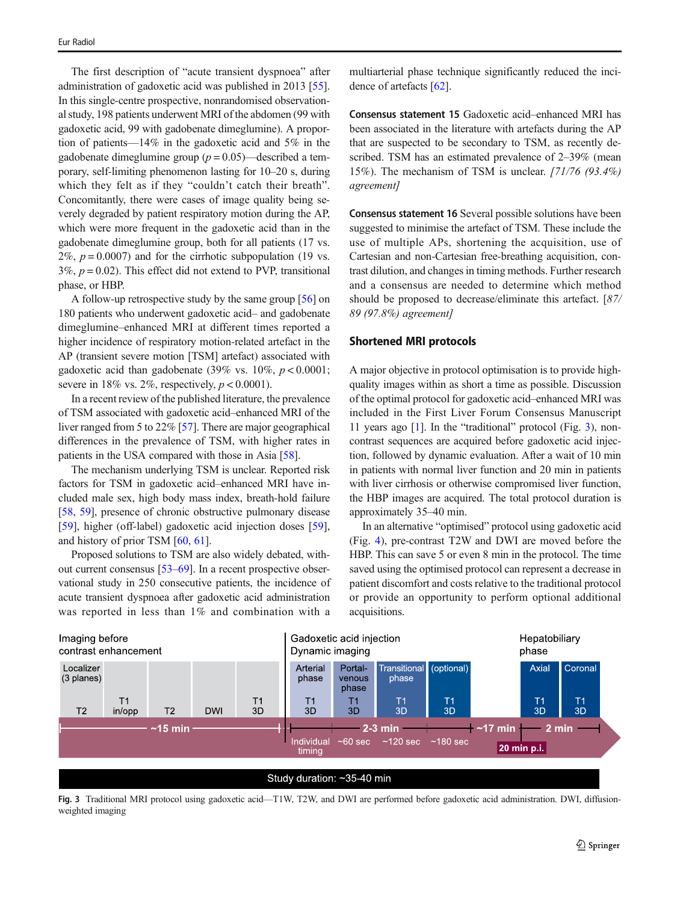The first description of "acute transient dyspnoea" after administration of gadoxetic acid was published in 2013 [55]. In this single-centre prospective, nonrandomised observational study, 198 patients underwent MRI of the abdomen (99 with gadoxetic acid, 99 with gadobenate dimeglumine). A proportion of patients—14% in the gadoxetic acid and 5% in the gadobenate dimeglumine group ($p = 0.05$)—described a temporary, self-limiting phenomenon lasting for 10–20 s, during which they felt as if they "couldn't catch their breath". Concomitantly, there were cases of image quality being severely degraded by patient respiratory motion during the AP, which were more frequent in the gadoxetic acid than in the gadobenate dimeglumine group, both for all patients (17 vs. 2%, $p = 0.0007$) and for the cirrhotic subpopulation (19 vs. 3%, $p = 0.02$). This effect did not extend to PVP, transitional phase, or HBP.

A follow-up retrospective study by the same group [56] on 180 patients who underwent gadoxetic acid– and gadobenate dimeglumine–enhanced MRI at different times reported a higher incidence of respiratory motion-related artefact in the AP (transient severe motion [TSM] artefact) associated with gadoxetic acid than gadobenate (39% vs. 10%, $p < 0.0001$; severe in 18% vs. 2%, respectively, $p < 0.0001$).

In a recent review of the published literature, the prevalence of TSM associated with gadoxetic acid–enhanced MRI of the liver ranged from 5 to 22% [57]. There are major geographical differences in the prevalence of TSM, with higher rates in patients in the USA compared with those in Asia [58].

The mechanism underlying TSM is unclear. Reported risk factors for TSM in gadoxetic acid–enhanced MRI have included male sex, high body mass index, breath-hold failure [58, 59], presence of chronic obstructive pulmonary disease [59], higher (off-label) gadoxetic acid injection doses [59], and history of prior TSM [60, 61].

Proposed solutions to TSM are also widely debated, without current consensus [53–69]. In a recent prospective observational study in 250 consecutive patients, the incidence of acute transient dyspnoea after gadoxetic acid administration was reported in less than 1% and combination with a multiarterial phase technique significantly reduced the incidence of artefacts [62].

**Consensus statement 15** Gadoxetic acid–enhanced MRI has been associated in the literature with artefacts during the AP that are suspected to be secondary to TSM, as recently described. TSM has an estimated prevalence of 2–39% (mean 15%). The mechanism of TSM is unclear. *[71/76 (93.4%) agreement]*

**Consensus statement 16** Several possible solutions have been suggested to minimise the artefact of TSM. These include the use of multiple APs, shortening the acquisition, use of Cartesian and non-Cartesian free-breathing acquisition, contrast dilution, and changes in timing methods. Further research and a consensus are needed to determine which method should be proposed to decrease/eliminate this artefact. *[87/89 (97.8%) agreement]*

## Shortened MRI protocols

A major objective in protocol optimisation is to provide high-quality images within as short a time as possible. Discussion of the optimal protocol for gadoxetic acid–enhanced MRI was included in the First Liver Forum Consensus Manuscript 11 years ago [1]. In the "traditional" protocol (Fig. 3), non-contrast sequences are acquired before gadoxetic acid injection, followed by dynamic evaluation. After a wait of 10 min in patients with normal liver function and 20 min in patients with liver cirrhosis or otherwise compromised liver function, the HBP images are acquired. The total protocol duration is approximately 35–40 min.

In an alternative "optimised" protocol using gadoxetic acid (Fig. 4), pre-contrast T2W and DWI are moved before the HBP. This can save 5 or even 8 min in the protocol. The time saved using the optimised protocol can represent a decrease in patient discomfort and costs relative to the traditional protocol or provide an opportunity to perform optional additional acquisitions.

**Fig. 3** Traditional MRI protocol using gadoxetic acid—T1W, T2W, and DWI are performed before gadoxetic acid administration. DWI, diffusion-weighted imaging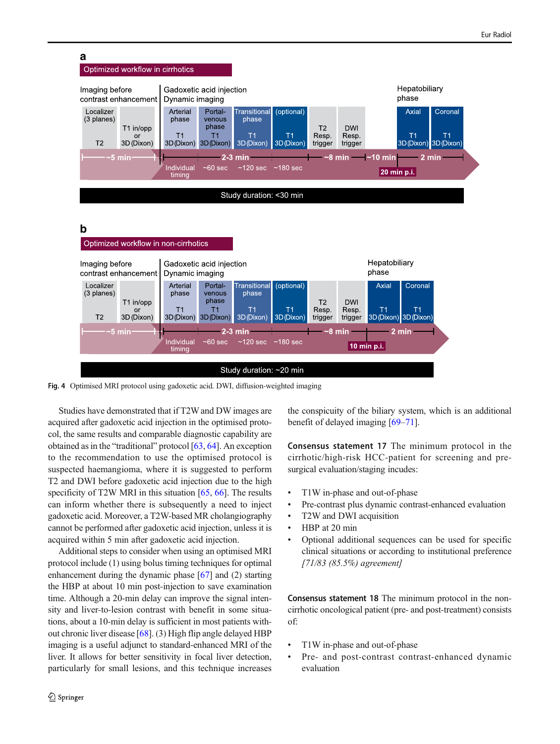Fig. 4 Optimised MRI protocol using gadoxetic acid. DWI, diffusion-weighted imaging

Studies have demonstrated that if T2W and DW images are acquired after gadoxetic acid injection in the optimised protocol, the same results and comparable diagnostic capability are obtained as in the "traditional" protocol [63, 64]. An exception to the recommendation to use the optimised protocol is suspected haemangioma, where it is suggested to perform T2 and DWI before gadoxetic acid injection due to the high specificity of T2W MRI in this situation [65, 66]. The results can inform whether there is subsequently a need to inject gadoxetic acid. Moreover, a T2W-based MR cholangiography cannot be performed after gadoxetic acid injection, unless it is acquired within 5 min after gadoxetic acid injection.

Additional steps to consider when using an optimised MRI protocol include (1) using bolus timing techniques for optimal enhancement during the dynamic phase [67] and (2) starting the HBP at about 10 min post-injection to save examination time. Although a 20-min delay can improve the signal intensity and liver-to-lesion contrast with benefit in some situations, about a 10-min delay is sufficient in most patients without chronic liver disease [68]. (3) High flip angle delayed HBP imaging is a useful adjunct to standard-enhanced MRI of the liver. It allows for better sensitivity in focal liver detection, particularly for small lesions, and this technique increases the conspicuity of the biliary system, which is an additional benefit of delayed imaging [69–71].

**Consensus statement 17** The minimum protocol in the cirrhotic/high-risk HCC-patient for screening and pre-surgical evaluation/staging incudes:

- T1W in-phase and out-of-phase
- Pre-contrast plus dynamic contrast-enhanced evaluation
- T2W and DWI acquisition
- HBP at 20 min
- Optional additional sequences can be used for specific clinical situations or according to institutional preference *[71/83 (85.5%) agreement]*

**Consensus statement 18** The minimum protocol in the non-cirrhotic oncological patient (pre- and post-treatment) consists of:

- T1W in-phase and out-of-phase
- Pre- and post-contrast contrast-enhanced dynamic evaluation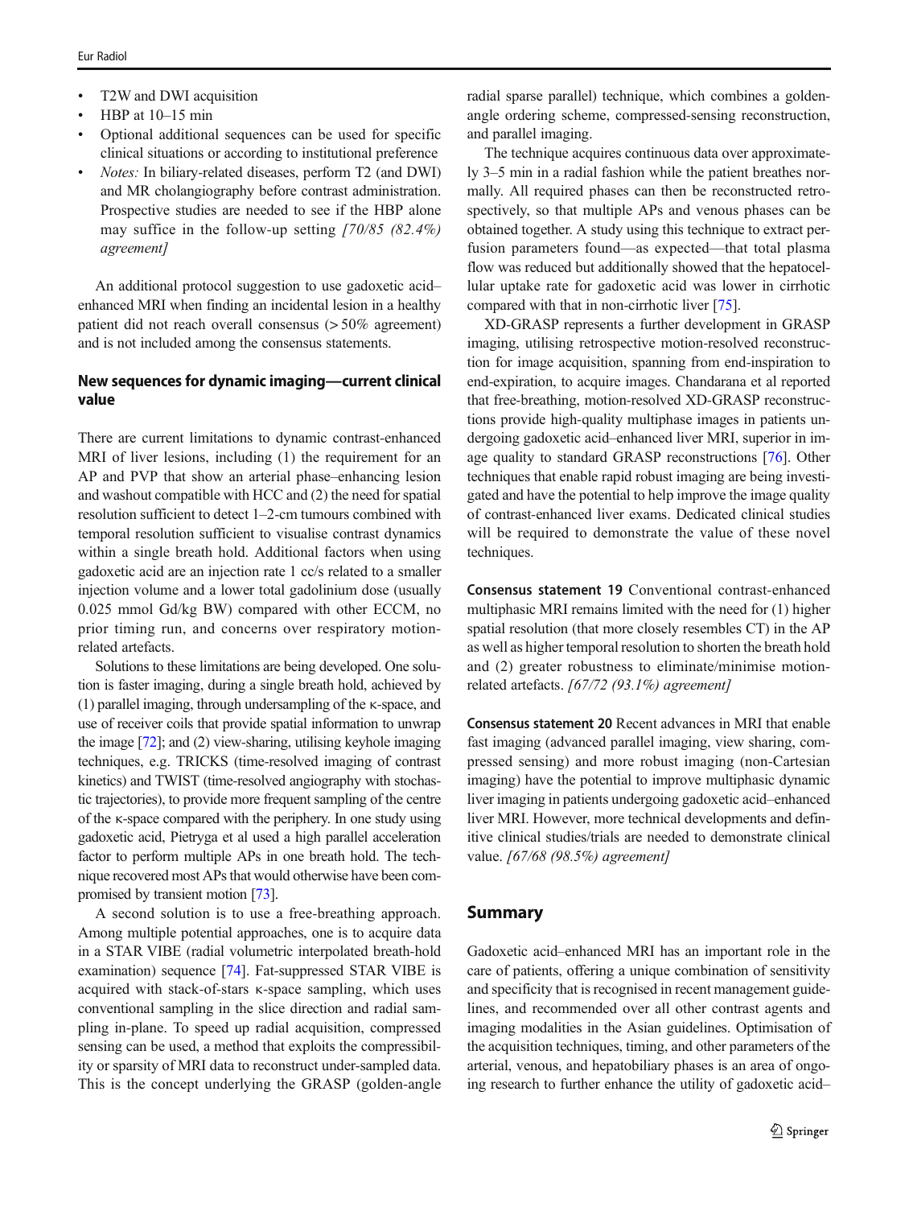- T2W and DWI acquisition
- HBP at 10–15 min
- Optional additional sequences can be used for specific clinical situations or according to institutional preference
- *Notes:* In biliary-related diseases, perform T2 (and DWI) and MR cholangiography before contrast administration. Prospective studies are needed to see if the HBP alone may suffice in the follow-up setting *[70/85 (82.4%) agreement]*

An additional protocol suggestion to use gadoxetic acid–enhanced MRI when finding an incidental lesion in a healthy patient did not reach overall consensus (> 50% agreement) and is not included among the consensus statements.

### New sequences for dynamic imaging—current clinical value

There are current limitations to dynamic contrast-enhanced MRI of liver lesions, including (1) the requirement for an AP and PVP that show an arterial phase–enhancing lesion and washout compatible with HCC and (2) the need for spatial resolution sufficient to detect 1–2-cm tumours combined with temporal resolution sufficient to visualise contrast dynamics within a single breath hold. Additional factors when using gadoxetic acid are an injection rate 1 cc/s related to a smaller injection volume and a lower total gadolinium dose (usually 0.025 mmol Gd/kg BW) compared with other ECCM, no prior timing run, and concerns over respiratory motion-related artefacts.

Solutions to these limitations are being developed. One solution is faster imaging, during a single breath hold, achieved by (1) parallel imaging, through undersampling of the κ-space, and use of receiver coils that provide spatial information to unwrap the image [72]; and (2) view-sharing, utilising keyhole imaging techniques, e.g. TRICKS (time-resolved imaging of contrast kinetics) and TWIST (time-resolved angiography with stochastic trajectories), to provide more frequent sampling of the centre of the κ-space compared with the periphery. In one study using gadoxetic acid, Pietryga et al used a high parallel acceleration factor to perform multiple APs in one breath hold. The technique recovered most APs that would otherwise have been compromised by transient motion [73].

A second solution is to use a free-breathing approach. Among multiple potential approaches, one is to acquire data in a STAR VIBE (radial volumetric interpolated breath-hold examination) sequence [74]. Fat-suppressed STAR VIBE is acquired with stack-of-stars κ-space sampling, which uses conventional sampling in the slice direction and radial sampling in-plane. To speed up radial acquisition, compressed sensing can be used, a method that exploits the compressibility or sparsity of MRI data to reconstruct under-sampled data. This is the concept underlying the GRASP (golden-angle radial sparse parallel) technique, which combines a golden-angle ordering scheme, compressed-sensing reconstruction, and parallel imaging.

The technique acquires continuous data over approximately 3–5 min in a radial fashion while the patient breathes normally. All required phases can then be reconstructed retrospectively, so that multiple APs and venous phases can be obtained together. A study using this technique to extract perfusion parameters found—as expected—that total plasma flow was reduced but additionally showed that the hepatocellular uptake rate for gadoxetic acid was lower in cirrhotic compared with that in non-cirrhotic liver [75].

XD-GRASP represents a further development in GRASP imaging, utilising retrospective motion-resolved reconstruction for image acquisition, spanning from end-inspiration to end-expiration, to acquire images. Chandarana et al reported that free-breathing, motion-resolved XD-GRASP reconstructions provide high-quality multiphase images in patients undergoing gadoxetic acid–enhanced liver MRI, superior in image quality to standard GRASP reconstructions [76]. Other techniques that enable rapid robust imaging are being investigated and have the potential to help improve the image quality of contrast-enhanced liver exams. Dedicated clinical studies will be required to demonstrate the value of these novel techniques.

**Consensus statement 19** Conventional contrast-enhanced multiphasic MRI remains limited with the need for (1) higher spatial resolution (that more closely resembles CT) in the AP as well as higher temporal resolution to shorten the breath hold and (2) greater robustness to eliminate/minimise motion-related artefacts. *[67/72 (93.1%) agreement]*

**Consensus statement 20** Recent advances in MRI that enable fast imaging (advanced parallel imaging, view sharing, compressed sensing) and more robust imaging (non-Cartesian imaging) have the potential to improve multiphasic dynamic liver imaging in patients undergoing gadoxetic acid–enhanced liver MRI. However, more technical developments and definitive clinical studies/trials are needed to demonstrate clinical value. *[67/68 (98.5%) agreement]*

## Summary

Gadoxetic acid–enhanced MRI has an important role in the care of patients, offering a unique combination of sensitivity and specificity that is recognised in recent management guidelines, and recommended over all other contrast agents and imaging modalities in the Asian guidelines. Optimisation of the acquisition techniques, timing, and other parameters of the arterial, venous, and hepatobiliary phases is an area of ongoing research to further enhance the utility of gadoxetic acid–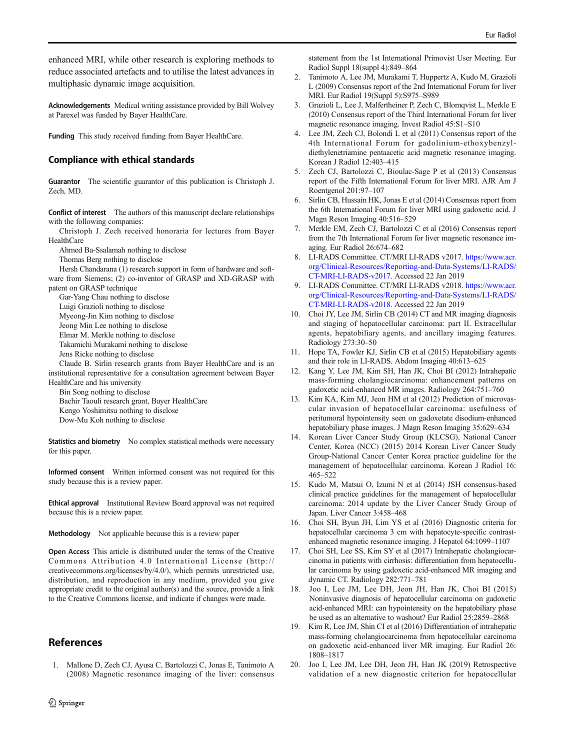enhanced MRI, while other research is exploring methods to reduce associated artefacts and to utilise the latest advances in multiphasic dynamic image acquisition.

**Acknowledgements** Medical writing assistance provided by Bill Wolvey at Parexel was funded by Bayer HealthCare.

**Funding** This study received funding from Bayer HealthCare.

## Compliance with ethical standards

**Guarantor** The scientific guarantor of this publication is Christoph J. Zech, MD.

**Conflict of interest** The authors of this manuscript declare relationships with the following companies:

Christoph J. Zech received honoraria for lectures from Bayer HealthCare
Ahmed Ba-Ssalamah nothing to disclose
Thomas Berg nothing to disclose
Hersh Chandarana (1) research support in form of hardware and software from Siemens; (2) co-inventor of GRASP and XD-GRASP with patent on GRASP technique
Gar-Yang Chau nothing to disclose
Luigi Grazioli nothing to disclose
Myeong-Jin Kim nothing to disclose
Jeong Min Lee nothing to disclose
Elmar M. Merkle nothing to disclose
Takamichi Murakami nothing to disclose
Jens Ricke nothing to disclose
Claude B. Sirlin research grants from Bayer HealthCare and is an institutional representative for a consultation agreement between Bayer HealthCare and his university
Bin Song nothing to disclose
Bachir Taouli research grant, Bayer HealthCare
Kengo Yoshimitsu nothing to disclose
Dow-Mu Koh nothing to disclose

**Statistics and biometry** No complex statistical methods were necessary for this paper.

**Informed consent** Written informed consent was not required for this study because this is a review paper.

**Ethical approval** Institutional Review Board approval was not required because this is a review paper.

**Methodology** Not applicable because this is a review paper

**Open Access** This article is distributed under the terms of the Creative Commons Attribution 4.0 International License (http://creativecommons.org/licenses/by/4.0/), which permits unrestricted use, distribution, and reproduction in any medium, provided you give appropriate credit to the original author(s) and the source, provide a link to the Creative Commons license, and indicate if changes were made.

## References

1. Mallone D, Zech CJ, Ayusa C, Bartolozzi C, Jonas E, Tanimoto A (2008) Magnetic resonance imaging of the liver: consensus statement from the 1st International Primovist User Meeting. Eur Radiol Suppl 18(suppl 4):849–864
2. Tanimoto A, Lee JM, Murakami T, Huppertz A, Kudo M, Grazioli L (2009) Consensus report of the 2nd International Forum for liver MRI. Eur Radiol 19(Suppl 5):S975–S989
3. Grazioli L, Lee J, Malfertheiner P, Zech C, Blomqvist L, Merkle E (2010) Consensus report of the Third International Forum for liver magnetic resonance imaging. Invest Radiol 45:S1–S10
4. Lee JM, Zech CJ, Bolondi L et al (2011) Consensus report of the 4th International Forum for gadolinium-ethoxybenzyl-diethylenetriamine pentaacetic acid magnetic resonance imaging. Korean J Radiol 12:403–415
5. Zech CJ, Bartolozzi C, Bioulac-Sage P et al (2013) Consensus report of the Fifth International Forum for liver MRI. AJR Am J Roentgenol 201:97–107
6. Sirlin CB, Hussain HK, Jonas E et al (2014) Consensus report from the 6th International Forum for liver MRI using gadoxetic acid. J Magn Reson Imaging 40:516–529
7. Merkle EM, Zech CJ, Bartolozzi C et al (2016) Consensus report from the 7th International Forum for liver magnetic resonance imaging. Eur Radiol 26:674–682
8. LI-RADS Committee. CT/MRI LI-RADS v2017. https://www.acr.org/Clinical-Resources/Reporting-and-Data-Systems/LI-RADS/CT-MRI-LI-RADS-v2017. Accessed 22 Jan 2019
9. LI-RADS Committee. CT/MRI LI-RADS v2018. https://www.acr.org/Clinical-Resources/Reporting-and-Data-Systems/LI-RADS/CT-MRI-LI-RADS-v2018. Accessed 22 Jan 2019
10. Choi JY, Lee JM, Sirlin CB (2014) CT and MR imaging diagnosis and staging of hepatocellular carcinoma: part II. Extracellular agents, hepatobiliary agents, and ancillary imaging features. Radiology 273:30–50
11. Hope TA, Fowler KJ, Sirlin CB et al (2015) Hepatobiliary agents and their role in LI-RADS. Abdom Imaging 40:613–625
12. Kang Y, Lee JM, Kim SH, Han JK, Choi BI (2012) Intrahepatic mass-forming cholangiocarcinoma: enhancement patterns on gadoxetic acid-enhanced MR images. Radiology 264:751–760
13. Kim KA, Kim MJ, Jeon HM et al (2012) Prediction of microvascular invasion of hepatocellular carcinoma: usefulness of peritumoral hypointensity seen on gadoxetate disodium-enhanced hepatobiliary phase images. J Magn Reson Imaging 35:629–634
14. Korean Liver Cancer Study Group (KLCSG), National Cancer Center, Korea (NCC) (2015) 2014 Korean Liver Cancer Study Group-National Cancer Center Korea practice guideline for the management of hepatocellular carcinoma. Korean J Radiol 16: 465–522
15. Kudo M, Matsui O, Izumi N et al (2014) JSH consensus-based clinical practice guidelines for the management of hepatocellular carcinoma: 2014 update by the Liver Cancer Study Group of Japan. Liver Cancer 3:458–468
16. Choi SH, Byun JH, Lim YS et al (2016) Diagnostic criteria for hepatocellular carcinoma 3 cm with hepatocyte-specific contrast-enhanced magnetic resonance imaging. J Hepatol 64:1099–1107
17. Choi SH, Lee SS, Kim SY et al (2017) Intrahepatic cholangiocarcinoma in patients with cirrhosis: differentiation from hepatocellular carcinoma by using gadoxetic acid-enhanced MR imaging and dynamic CT. Radiology 282:771–781
18. Joo I, Lee JM, Lee DH, Jeon JH, Han JK, Choi BI (2015) Noninvasive diagnosis of hepatocellular carcinoma on gadoxetic acid-enhanced MRI: can hypointensity on the hepatobiliary phase be used as an alternative to washout? Eur Radiol 25:2859–2868
19. Kim R, Lee JM, Shin CI et al (2016) Differentiation of intrahepatic mass-forming cholangiocarcinoma from hepatocellular carcinoma on gadoxetic acid-enhanced liver MR imaging. Eur Radiol 26: 1808–1817
20. Joo I, Lee JM, Lee DH, Jeon JH, Han JK (2019) Retrospective validation of a new diagnostic criterion for hepatocellular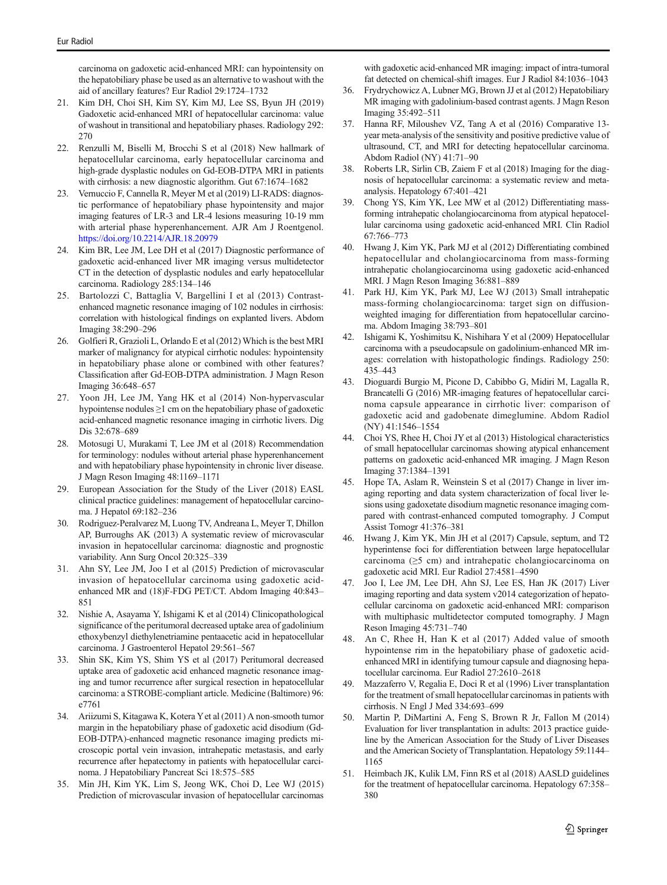carcinoma on gadoxetic acid-enhanced MRI: can hypointensity on the hepatobiliary phase be used as an alternative to washout with the aid of ancillary features? Eur Radiol 29:1724–1732

21. Kim DH, Choi SH, Kim SY, Kim MJ, Lee SS, Byun JH (2019) Gadoxetic acid-enhanced MRI of hepatocellular carcinoma: value of washout in transitional and hepatobiliary phases. Radiology 292: 270
22. Renzulli M, Biselli M, Brocchi S et al (2018) New hallmark of hepatocellular carcinoma, early hepatocellular carcinoma and high-grade dysplastic nodules on Gd-EOB-DTPA MRI in patients with cirrhosis: a new diagnostic algorithm. Gut 67:1674–1682
23. Vernuccio F, Cannella R, Meyer M et al (2019) LI-RADS: diagnostic performance of hepatobiliary phase hypointensity and major imaging features of LR-3 and LR-4 lesions measuring 10-19 mm with arterial phase hyperenhancement. AJR Am J Roentgenol. https://doi.org/10.2214/AJR.18.20979
24. Kim BR, Lee JM, Lee DH et al (2017) Diagnostic performance of gadoxetic acid-enhanced liver MR imaging versus multidetector CT in the detection of dysplastic nodules and early hepatocellular carcinoma. Radiology 285:134–146
25. Bartolozzi C, Battaglia V, Bargellini I et al (2013) Contrast-enhanced magnetic resonance imaging of 102 nodules in cirrhosis: correlation with histological findings on explanted livers. Abdom Imaging 38:290–296
26. Golfieri R, Grazioli L, Orlando E et al (2012) Which is the best MRI marker of malignancy for atypical cirrhotic nodules: hypointensity in hepatobiliary phase alone or combined with other features? Classification after Gd-EOB-DTPA administration. J Magn Reson Imaging 36:648–657
27. Yoon JH, Lee JM, Yang HK et al (2014) Non-hypervascular hypointense nodules ≥1 cm on the hepatobiliary phase of gadoxetic acid-enhanced magnetic resonance imaging in cirrhotic livers. Dig Dis 32:678–689
28. Motosugi U, Murakami T, Lee JM et al (2018) Recommendation for terminology: nodules without arterial phase hyperenhancement and with hepatobiliary phase hypointensity in chronic liver disease. J Magn Reson Imaging 48:1169–1171
29. European Association for the Study of the Liver (2018) EASL clinical practice guidelines: management of hepatocellular carcinoma. J Hepatol 69:182–236
30. Rodriguez-Peralvarez M, Luong TV, Andreana L, Meyer T, Dhillon AP, Burroughs AK (2013) A systematic review of microvascular invasion in hepatocellular carcinoma: diagnostic and prognostic variability. Ann Surg Oncol 20:325–339
31. Ahn SY, Lee JM, Joo I et al (2015) Prediction of microvascular invasion of hepatocellular carcinoma using gadoxetic acid-enhanced MR and (18)F-FDG PET/CT. Abdom Imaging 40:843–851
32. Nishie A, Asayama Y, Ishigami K et al (2014) Clinicopathological significance of the peritumoral decreased uptake area of gadolinium ethoxybenzyl diethylenetriamine pentaacetic acid in hepatocellular carcinoma. J Gastroenterol Hepatol 29:561–567
33. Shin SK, Kim YS, Shim YS et al (2017) Peritumoral decreased uptake area of gadoxetic acid enhanced magnetic resonance imaging and tumor recurrence after surgical resection in hepatocellular carcinoma: a STROBE-compliant article. Medicine (Baltimore) 96: e7761
34. Ariizumi S, Kitagawa K, Kotera Y et al (2011) A non-smooth tumor margin in the hepatobiliary phase of gadoxetic acid disodium (Gd-EOB-DTPA)-enhanced magnetic resonance imaging predicts microscopic portal vein invasion, intrahepatic metastasis, and early recurrence after hepatectomy in patients with hepatocellular carcinoma. J Hepatobiliary Pancreat Sci 18:575–585
35. Min JH, Kim YK, Lim S, Jeong WK, Choi D, Lee WJ (2015) Prediction of microvascular invasion of hepatocellular carcinomas with gadoxetic acid-enhanced MR imaging: impact of intra-tumoral fat detected on chemical-shift images. Eur J Radiol 84:1036–1043
36. Frydrychowicz A, Lubner MG, Brown JJ et al (2012) Hepatobiliary MR imaging with gadolinium-based contrast agents. J Magn Reson Imaging 35:492–511
37. Hanna RF, Miloushev VZ, Tang A et al (2016) Comparative 13-year meta-analysis of the sensitivity and positive predictive value of ultrasound, CT, and MRI for detecting hepatocellular carcinoma. Abdom Radiol (NY) 41:71–90
38. Roberts LR, Sirlin CB, Zaiem F et al (2018) Imaging for the diagnosis of hepatocellular carcinoma: a systematic review and meta-analysis. Hepatology 67:401–421
39. Chong YS, Kim YK, Lee MW et al (2012) Differentiating mass-forming intrahepatic cholangiocarcinoma from atypical hepatocellular carcinoma using gadoxetic acid-enhanced MRI. Clin Radiol 67:766–773
40. Hwang J, Kim YK, Park MJ et al (2012) Differentiating combined hepatocellular and cholangiocarcinoma from mass-forming intrahepatic cholangiocarcinoma using gadoxetic acid-enhanced MRI. J Magn Reson Imaging 36:881–889
41. Park HJ, Kim YK, Park MJ, Lee WJ (2013) Small intrahepatic mass-forming cholangiocarcinoma: target sign on diffusion-weighted imaging for differentiation from hepatocellular carcinoma. Abdom Imaging 38:793–801
42. Ishigami K, Yoshimitsu K, Nishihara Y et al (2009) Hepatocellular carcinoma with a pseudocapsule on gadolinium-enhanced MR images: correlation with histopathologic findings. Radiology 250: 435–443
43. Dioguardi Burgio M, Picone D, Cabibbo G, Midiri M, Lagalla R, Brancatelli G (2016) MR-imaging features of hepatocellular carcinoma capsule appearance in cirrhotic liver: comparison of gadoxetic acid and gadobenate dimeglumine. Abdom Radiol (NY) 41:1546–1554
44. Choi YS, Rhee H, Choi JY et al (2013) Histological characteristics of small hepatocellular carcinomas showing atypical enhancement patterns on gadoxetic acid-enhanced MR imaging. J Magn Reson Imaging 37:1384–1391
45. Hope TA, Aslam R, Weinstein S et al (2017) Change in liver imaging reporting and data system characterization of focal liver lesions using gadoxetate disodium magnetic resonance imaging compared with contrast-enhanced computed tomography. J Comput Assist Tomogr 41:376–381
46. Hwang J, Kim YK, Min JH et al (2017) Capsule, septum, and T2 hyperintense foci for differentiation between large hepatocellular carcinoma (≥5 cm) and intrahepatic cholangiocarcinoma on gadoxetic acid MRI. Eur Radiol 27:4581–4590
47. Joo I, Lee JM, Lee DH, Ahn SJ, Lee ES, Han JK (2017) Liver imaging reporting and data system v2014 categorization of hepatocellular carcinoma on gadoxetic acid-enhanced MRI: comparison with multiphasic multidetector computed tomography. J Magn Reson Imaging 45:731–740
48. An C, Rhee H, Han K et al (2017) Added value of smooth hypointense rim in the hepatobiliary phase of gadoxetic acid-enhanced MRI in identifying tumour capsule and diagnosing hepatocellular carcinoma. Eur Radiol 27:2610–2618
49. Mazzaferro V, Regalia E, Doci R et al (1996) Liver transplantation for the treatment of small hepatocellular carcinomas in patients with cirrhosis. N Engl J Med 334:693–699
50. Martin P, DiMartini A, Feng S, Brown R Jr, Fallon M (2014) Evaluation for liver transplantation in adults: 2013 practice guideline by the American Association for the Study of Liver Diseases and the American Society of Transplantation. Hepatology 59:1144–1165
51. Heimbach JK, Kulik LM, Finn RS et al (2018) AASLD guidelines for the treatment of hepatocellular carcinoma. Hepatology 67:358–380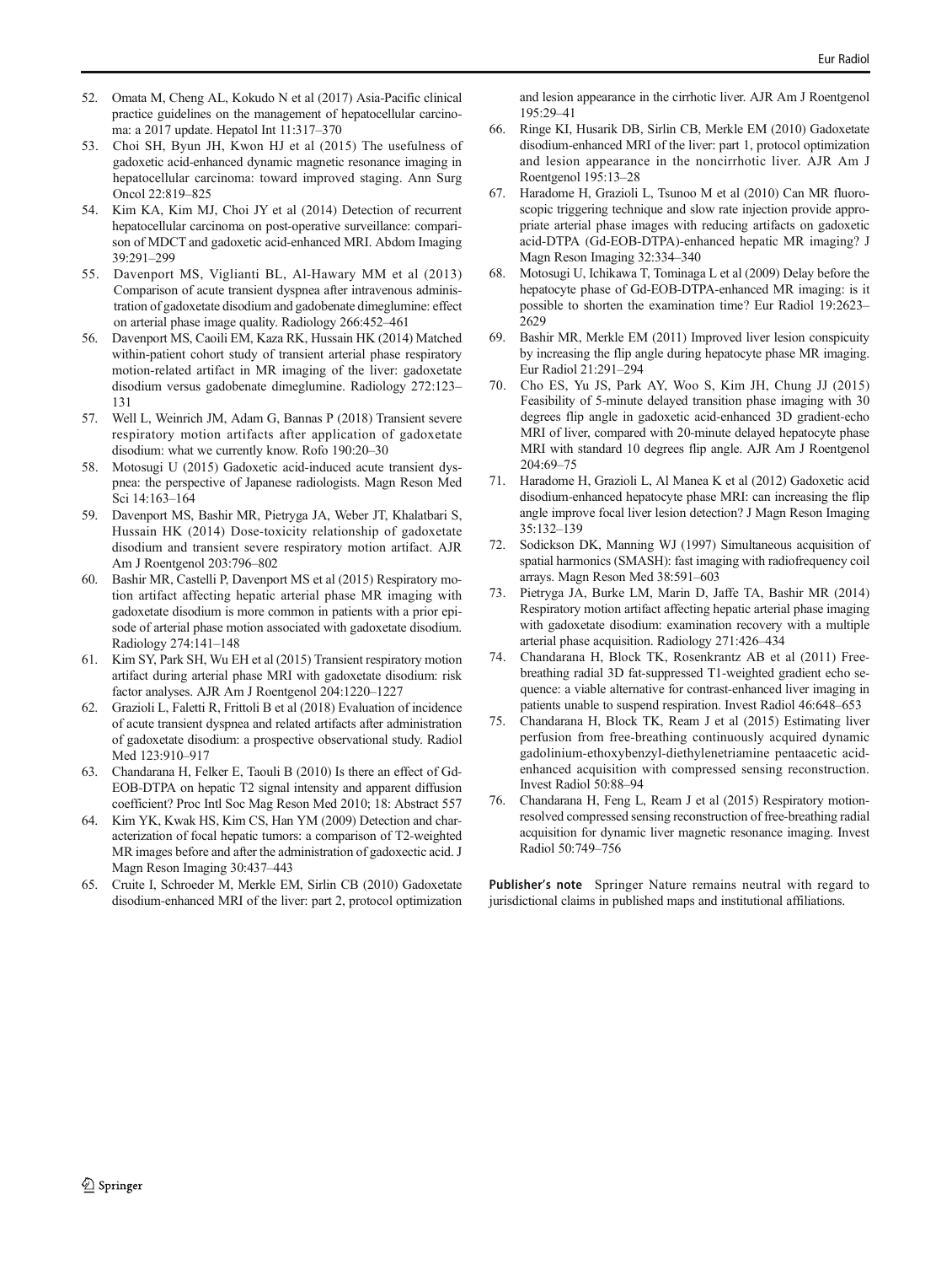52. Omata M, Cheng AL, Kokudo N et al (2017) Asia-Pacific clinical practice guidelines on the management of hepatocellular carcinoma: a 2017 update. Hepatol Int 11:317–370
53. Choi SH, Byun JH, Kwon HJ et al (2015) The usefulness of gadoxetic acid-enhanced dynamic magnetic resonance imaging in hepatocellular carcinoma: toward improved staging. Ann Surg Oncol 22:819–825
54. Kim KA, Kim MJ, Choi JY et al (2014) Detection of recurrent hepatocellular carcinoma on post-operative surveillance: comparison of MDCT and gadoxetic acid-enhanced MRI. Abdom Imaging 39:291–299
55. Davenport MS, Viglianti BL, Al-Hawary MM et al (2013) Comparison of acute transient dyspnea after intravenous administration of gadoxetate disodium and gadobenate dimeglumine: effect on arterial phase image quality. Radiology 266:452–461
56. Davenport MS, Caoili EM, Kaza RK, Hussain HK (2014) Matched within-patient cohort study of transient arterial phase respiratory motion-related artifact in MR imaging of the liver: gadoxetate disodium versus gadobenate dimeglumine. Radiology 272:123–131
57. Well L, Weinrich JM, Adam G, Bannas P (2018) Transient severe respiratory motion artifacts after application of gadoxetate disodium: what we currently know. Rofo 190:20–30
58. Motosugi U (2015) Gadoxetic acid-induced acute transient dyspnea: the perspective of Japanese radiologists. Magn Reson Med Sci 14:163–164
59. Davenport MS, Bashir MR, Pietryga JA, Weber JT, Khalatbari S, Hussain HK (2014) Dose-toxicity relationship of gadoxetate disodium and transient severe respiratory motion artifact. AJR Am J Roentgenol 203:796–802
60. Bashir MR, Castelli P, Davenport MS et al (2015) Respiratory motion artifact affecting hepatic arterial phase MR imaging with gadoxetate disodium is more common in patients with a prior episode of arterial phase motion associated with gadoxetate disodium. Radiology 274:141–148
61. Kim SY, Park SH, Wu EH et al (2015) Transient respiratory motion artifact during arterial phase MRI with gadoxetate disodium: risk factor analyses. AJR Am J Roentgenol 204:1220–1227
62. Grazioli L, Faletti R, Frittoli B et al (2018) Evaluation of incidence of acute transient dyspnea and related artifacts after administration of gadoxetate disodium: a prospective observational study. Radiol Med 123:910–917
63. Chandarana H, Felker E, Taouli B (2010) Is there an effect of Gd-EOB-DTPA on hepatic T2 signal intensity and apparent diffusion coefficient? Proc Intl Soc Mag Reson Med 2010; 18: Abstract 557
64. Kim YK, Kwak HS, Kim CS, Han YM (2009) Detection and characterization of focal hepatic tumors: a comparison of T2-weighted MR images before and after the administration of gadoxectic acid. J Magn Reson Imaging 30:437–443
65. Cruite I, Schroeder M, Merkle EM, Sirlin CB (2010) Gadoxetate disodium-enhanced MRI of the liver: part 2, protocol optimization and lesion appearance in the cirrhotic liver. AJR Am J Roentgenol 195:29–41
66. Ringe KI, Husarik DB, Sirlin CB, Merkle EM (2010) Gadoxetate disodium-enhanced MRI of the liver: part 1, protocol optimization and lesion appearance in the noncirrhotic liver. AJR Am J Roentgenol 195:13–28
67. Haradome H, Grazioli L, Tsunoo M et al (2010) Can MR fluoroscopic triggering technique and slow rate injection provide appropriate arterial phase images with reducing artifacts on gadoxetic acid-DTPA (Gd-EOB-DTPA)-enhanced hepatic MR imaging? J Magn Reson Imaging 32:334–340
68. Motosugi U, Ichikawa T, Tominaga L et al (2009) Delay before the hepatocyte phase of Gd-EOB-DTPA-enhanced MR imaging: is it possible to shorten the examination time? Eur Radiol 19:2623–2629
69. Bashir MR, Merkle EM (2011) Improved liver lesion conspicuity by increasing the flip angle during hepatocyte phase MR imaging. Eur Radiol 21:291–294
70. Cho ES, Yu JS, Park AY, Woo S, Kim JH, Chung JJ (2015) Feasibility of 5-minute delayed transition phase imaging with 30 degrees flip angle in gadoxetic acid-enhanced 3D gradient-echo MRI of liver, compared with 20-minute delayed hepatocyte phase MRI with standard 10 degrees flip angle. AJR Am J Roentgenol 204:69–75
71. Haradome H, Grazioli L, Al Manea K et al (2012) Gadoxetic acid disodium-enhanced hepatocyte phase MRI: can increasing the flip angle improve focal liver lesion detection? J Magn Reson Imaging 35:132–139
72. Sodickson DK, Manning WJ (1997) Simultaneous acquisition of spatial harmonics (SMASH): fast imaging with radiofrequency coil arrays. Magn Reson Med 38:591–603
73. Pietryga JA, Burke LM, Marin D, Jaffe TA, Bashir MR (2014) Respiratory motion artifact affecting hepatic arterial phase imaging with gadoxetate disodium: examination recovery with a multiple arterial phase acquisition. Radiology 271:426–434
74. Chandarana H, Block TK, Rosenkrantz AB et al (2011) Free-breathing radial 3D fat-suppressed T1-weighted gradient echo sequence: a viable alternative for contrast-enhanced liver imaging in patients unable to suspend respiration. Invest Radiol 46:648–653
75. Chandarana H, Block TK, Ream J et al (2015) Estimating liver perfusion from free-breathing continuously acquired dynamic gadolinium-ethoxybenzyl-diethylenetriamine pentaacetic acid-enhanced acquisition with compressed sensing reconstruction. Invest Radiol 50:88–94
76. Chandarana H, Feng L, Ream J et al (2015) Respiratory motion-resolved compressed sensing reconstruction of free-breathing radial acquisition for dynamic liver magnetic resonance imaging. Invest Radiol 50:749–756

**Publisher's note** Springer Nature remains neutral with regard to jurisdictional claims in published maps and institutional affiliations.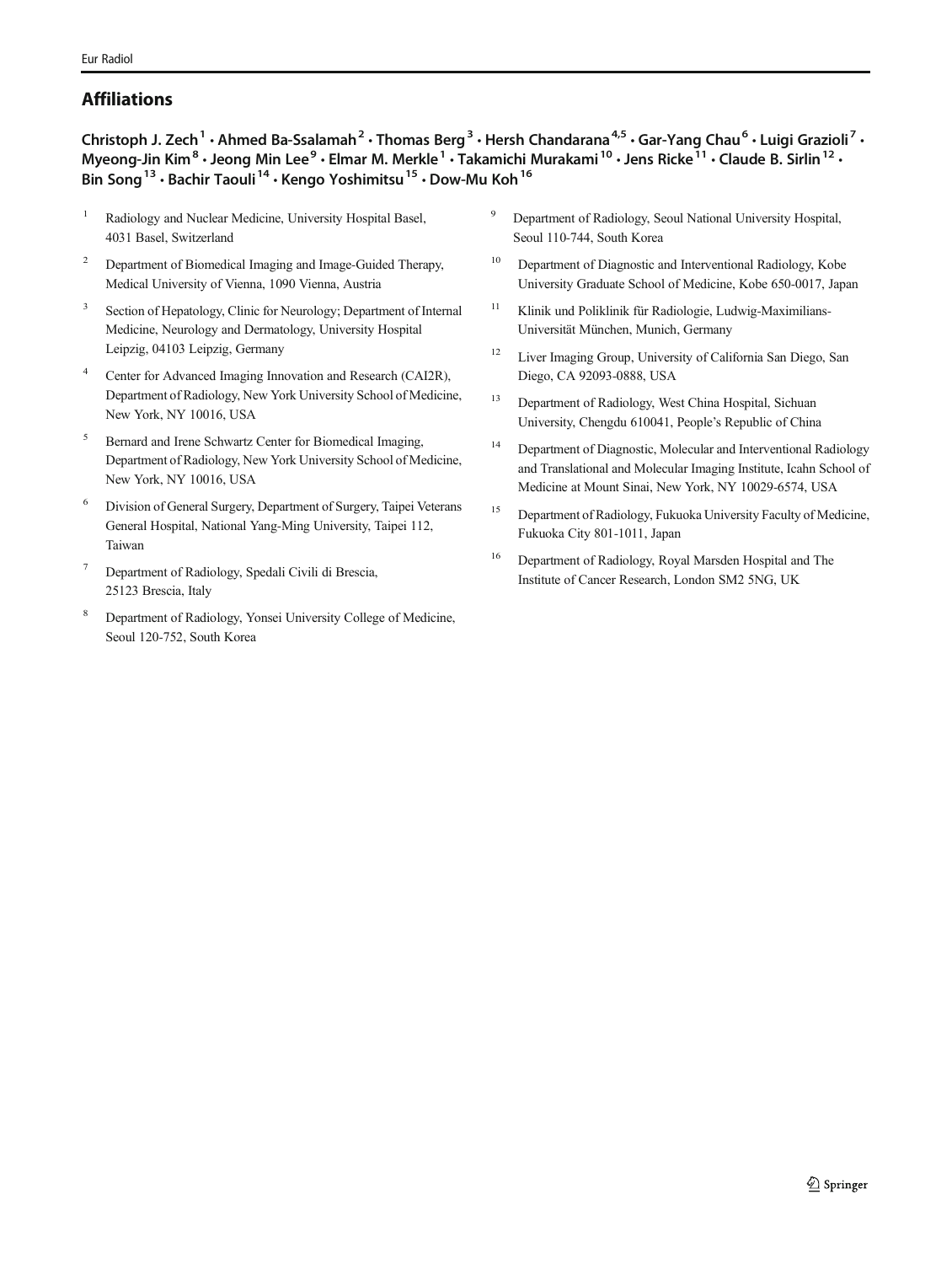## Affiliations

**Christoph J. Zech[1] · Ahmed Ba-Ssalamah[2] · Thomas Berg[3] · Hersh Chandarana[4,5] · Gar-Yang Chau[6] · Luigi Grazioli[7] · Myeong-Jin Kim[8] · Jeong Min Lee[9] · Elmar M. Merkle[1] · Takamichi Murakami[10] · Jens Ricke[11] · Claude B. Sirlin[12] · Bin Song[13] · Bachir Taouli[14] · Kengo Yoshimitsu[15] · Dow-Mu Koh[16]**

[1] Radiology and Nuclear Medicine, University Hospital Basel, 4031 Basel, Switzerland

[2] Department of Biomedical Imaging and Image-Guided Therapy, Medical University of Vienna, 1090 Vienna, Austria

[3] Section of Hepatology, Clinic for Neurology; Department of Internal Medicine, Neurology and Dermatology, University Hospital Leipzig, 04103 Leipzig, Germany

[4] Center for Advanced Imaging Innovation and Research (CAI2R), Department of Radiology, New York University School of Medicine, New York, NY 10016, USA

[5] Bernard and Irene Schwartz Center for Biomedical Imaging, Department of Radiology, New York University School of Medicine, New York, NY 10016, USA

[6] Division of General Surgery, Department of Surgery, Taipei Veterans General Hospital, National Yang-Ming University, Taipei 112, Taiwan

[7] Department of Radiology, Spedali Civili di Brescia, 25123 Brescia, Italy

[8] Department of Radiology, Yonsei University College of Medicine, Seoul 120-752, South Korea

[9] Department of Radiology, Seoul National University Hospital, Seoul 110-744, South Korea

[10] Department of Diagnostic and Interventional Radiology, Kobe University Graduate School of Medicine, Kobe 650-0017, Japan

[11] Klinik und Poliklinik für Radiologie, Ludwig-Maximilians-Universität München, Munich, Germany

[12] Liver Imaging Group, University of California San Diego, San Diego, CA 92093-0888, USA

[13] Department of Radiology, West China Hospital, Sichuan University, Chengdu 610041, People's Republic of China

[14] Department of Diagnostic, Molecular and Interventional Radiology and Translational and Molecular Imaging Institute, Icahn School of Medicine at Mount Sinai, New York, NY 10029-6574, USA

[15] Department of Radiology, Fukuoka University Faculty of Medicine, Fukuoka City 801-1011, Japan

[16] Department of Radiology, Royal Marsden Hospital and The Institute of Cancer Research, London SM2 5NG, UK